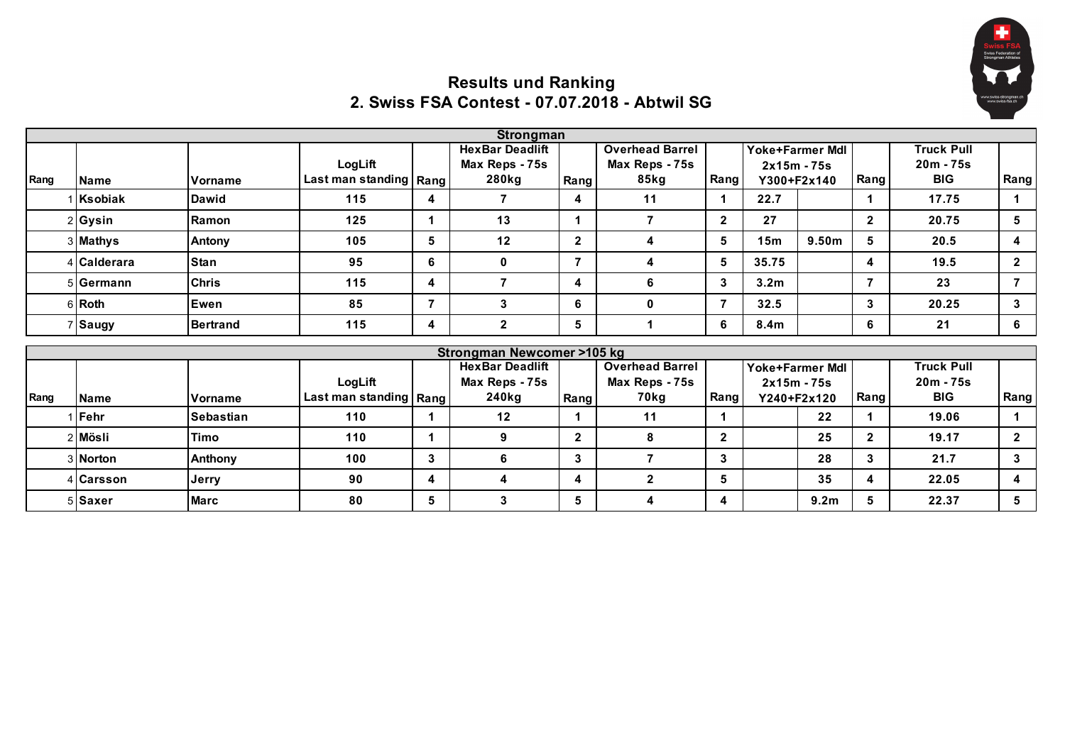# Results und Ranking
## 2. Swiss FSA Contest - 07.07.2018 - Abtwil SG

**Strongman**

| Rang | Name | Vorname | LogLift Last man standing | Rang | HexBar Deadlift Max Reps - 75s 280kg | Rang | Overhead Barrel Max Reps - 75s 85kg | Rang | Yoke+Farmer Mdl 2x15m - 75s Y300+F2x140 | | Rang | Truck Pull 20m - 75s BIG | Rang |
|---|---|---|---|---|---|---|---|---|---|---|---|---|---|
| 1 | Ksobiak | Dawid | 115 | 4 | 7 | 4 | 11 | 1 | 22.7 | | 1 | 17.75 | 1 |
| 2 | Gysin | Ramon | 125 | 1 | 13 | 1 | 7 | 2 | 27 | | 2 | 20.75 | 5 |
| 3 | Mathys | Antony | 105 | 5 | 12 | 2 | 4 | 5 | 15m | 9.50m | 5 | 20.5 | 4 |
| 4 | Calderara | Stan | 95 | 6 | 0 | 7 | 4 | 5 | 35.75 | | 4 | 19.5 | 2 |
| 5 | Germann | Chris | 115 | 4 | 7 | 4 | 6 | 3 | 3.2m | | 7 | 23 | 7 |
| 6 | Roth | Ewen | 85 | 7 | 3 | 6 | 0 | 7 | 32.5 | | 3 | 20.25 | 3 |
| 7 | Saugy | Bertrand | 115 | 4 | 2 | 5 | 1 | 6 | 8.4m | | 6 | 21 | 6 |

**Strongman Newcomer >105 kg**

| Rang | Name | Vorname | LogLift Last man standing | Rang | HexBar Deadlift Max Reps - 75s 240kg | Rang | Overhead Barrel Max Reps - 75s 70kg | Rang | Yoke+Farmer Mdl 2x15m - 75s Y240+F2x120 | | Rang | Truck Pull 20m - 75s BIG | Rang |
|---|---|---|---|---|---|---|---|---|---|---|---|---|---|
| 1 | Fehr | Sebastian | 110 | 1 | 12 | 1 | 11 | 1 | | 22 | 1 | 19.06 | 1 |
| 2 | Mösli | Timo | 110 | 1 | 9 | 2 | 8 | 2 | | 25 | 2 | 19.17 | 2 |
| 3 | Norton | Anthony | 100 | 3 | 6 | 3 | 7 | 3 | | 28 | 3 | 21.7 | 3 |
| 4 | Carsson | Jerry | 90 | 4 | 4 | 4 | 2 | 5 | | 35 | 4 | 22.05 | 4 |
| 5 | Saxer | Marc | 80 | 5 | 3 | 5 | 4 | 4 | | 9.2m | 5 | 22.37 | 5 |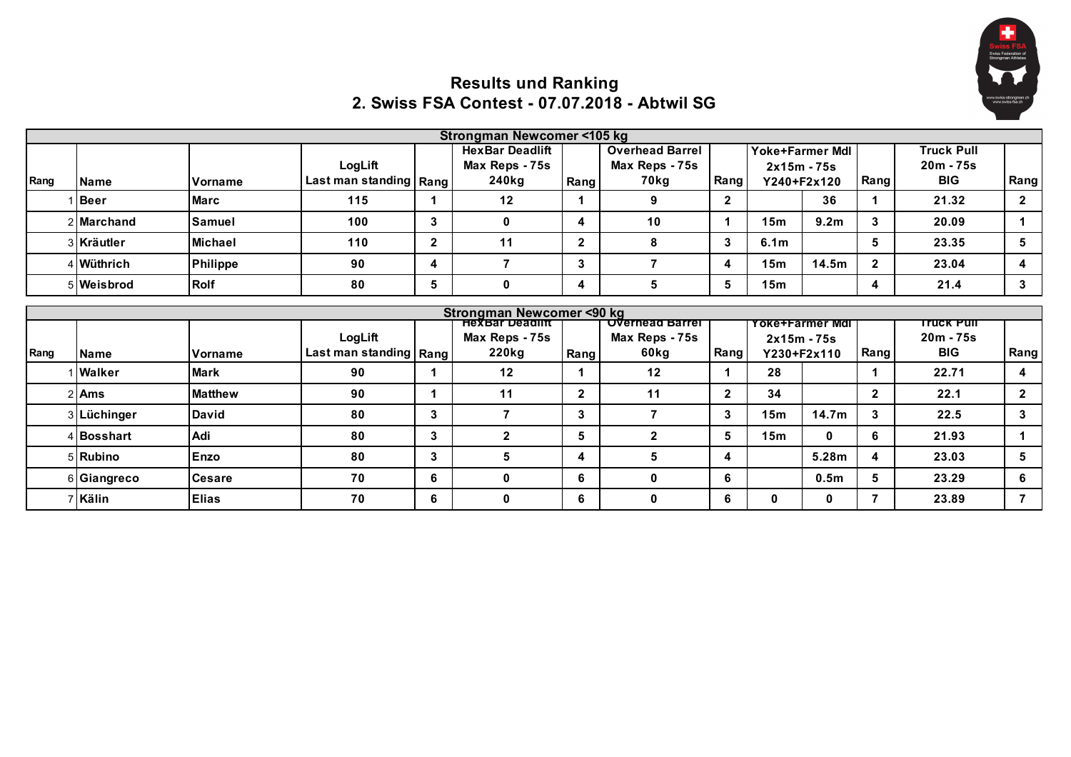# Results und Ranking

## 2. Swiss FSA Contest - 07.07.2018 - Abtwil SG

### Strongman Newcomer <105 kg

| Rang | Name | Vorname | LogLift Last man standing | Rang | HexBar Deadlift Max Reps - 75s 240kg | Rang | Overhead Barrel Max Reps - 75s 70kg | Rang | Yoke+Farmer Mdl 2x15m - 75s Y240+F2x120 | | Rang | Truck Pull 20m - 75s BIG | Rang |
|---|---|---|---|---|---|---|---|---|---|---|---|---|---|
| 1 | Beer | Marc | 115 | 1 | 12 | 1 | 9 | 2 | | 36 | 1 | 21.32 | 2 |
| 2 | Marchand | Samuel | 100 | 3 | 0 | 4 | 10 | 1 | 15m | 9.2m | 3 | 20.09 | 1 |
| 3 | Kräutler | Michael | 110 | 2 | 11 | 2 | 8 | 3 | 6.1m | | 5 | 23.35 | 5 |
| 4 | Wüthrich | Philippe | 90 | 4 | 7 | 3 | 7 | 4 | 15m | 14.5m | 2 | 23.04 | 4 |
| 5 | Weisbrod | Rolf | 80 | 5 | 0 | 4 | 5 | 5 | 15m | | 4 | 21.4 | 3 |

### Strongman Newcomer <90 kg

| Rang | Name | Vorname | LogLift Last man standing | Rang | HexBar Deadlift Max Reps - 75s 220kg | Rang | Overhead Barrel Max Reps - 75s 60kg | Rang | Yoke+Farmer Mdl 2x15m - 75s Y230+F2x110 | | Rang | Truck Pull 20m - 75s BIG | Rang |
|---|---|---|---|---|---|---|---|---|---|---|---|---|---|
| 1 | Walker | Mark | 90 | 1 | 12 | 1 | 12 | 1 | 28 | | 1 | 22.71 | 4 |
| 2 | Ams | Matthew | 90 | 1 | 11 | 2 | 11 | 2 | 34 | | 2 | 22.1 | 2 |
| 3 | Lüchinger | David | 80 | 3 | 7 | 3 | 7 | 3 | 15m | 14.7m | 3 | 22.5 | 3 |
| 4 | Bosshart | Adi | 80 | 3 | 2 | 5 | 2 | 5 | 15m | 0 | 6 | 21.93 | 1 |
| 5 | Rubino | Enzo | 80 | 3 | 5 | 4 | 5 | 4 | | 5.28m | 4 | 23.03 | 5 |
| 6 | Giangreco | Cesare | 70 | 6 | 0 | 6 | 0 | 6 | | 0.5m | 5 | 23.29 | 6 |
| 7 | Kälin | Elias | 70 | 6 | 0 | 6 | 0 | 6 | 0 | 0 | 7 | 23.89 | 7 |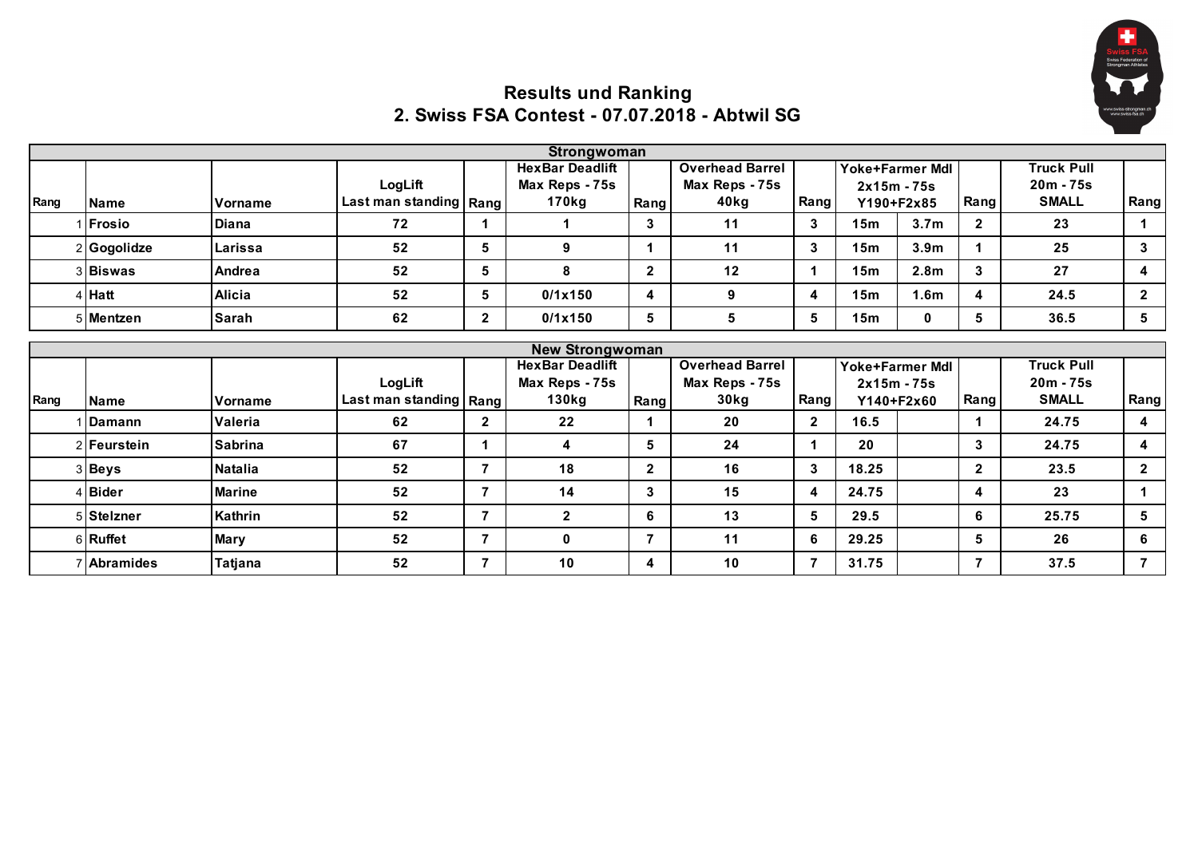# Results und Ranking
## 2. Swiss FSA Contest - 07.07.2018 - Abtwil SG

| Strongwoman | | | | | | | | | | | | | |
|---|---|---|---|---|---|---|---|---|---|---|---|---|---|
| Rang | Name | Vorname | LogLift Last man standing | Rang | HexBar Deadlift Max Reps - 75s 170kg | Rang | Overhead Barrel Max Reps - 75s 40kg | Rang | Yoke+Farmer Mdl 2x15m - 75s Y190+F2x85 | | Rang | Truck Pull 20m - 75s SMALL | Rang |
| 1 | Frosio | Diana | 72 | 1 | 1 | 3 | 11 | 3 | 15m | 3.7m | 2 | 23 | 1 |
| 2 | Gogolidze | Larissa | 52 | 5 | 9 | 1 | 11 | 3 | 15m | 3.9m | 1 | 25 | 3 |
| 3 | Biswas | Andrea | 52 | 5 | 8 | 2 | 12 | 1 | 15m | 2.8m | 3 | 27 | 4 |
| 4 | Hatt | Alicia | 52 | 5 | 0/1x150 | 4 | 9 | 4 | 15m | 1.6m | 4 | 24.5 | 2 |
| 5 | Mentzen | Sarah | 62 | 2 | 0/1x150 | 5 | 5 | 5 | 15m | 0 | 5 | 36.5 | 5 |

| New Strongwoman | | | | | | | | | | | | | |
|---|---|---|---|---|---|---|---|---|---|---|---|---|---|
| Rang | Name | Vorname | LogLift Last man standing | Rang | HexBar Deadlift Max Reps - 75s 130kg | Rang | Overhead Barrel Max Reps - 75s 30kg | Rang | Yoke+Farmer Mdl 2x15m - 75s Y140+F2x60 | | Rang | Truck Pull 20m - 75s SMALL | Rang |
| 1 | Damann | Valeria | 62 | 2 | 22 | 1 | 20 | 2 | 16.5 | | 1 | 24.75 | 4 |
| 2 | Feurstein | Sabrina | 67 | 1 | 4 | 5 | 24 | 1 | 20 | | 3 | 24.75 | 4 |
| 3 | Beys | Natalia | 52 | 7 | 18 | 2 | 16 | 3 | 18.25 | | 2 | 23.5 | 2 |
| 4 | Bider | Marine | 52 | 7 | 14 | 3 | 15 | 4 | 24.75 | | 4 | 23 | 1 |
| 5 | Stelzner | Kathrin | 52 | 7 | 2 | 6 | 13 | 5 | 29.5 | | 6 | 25.75 | 5 |
| 6 | Ruffet | Mary | 52 | 7 | 0 | 7 | 11 | 6 | 29.25 | | 5 | 26 | 6 |
| 7 | Abramides | Tatjana | 52 | 7 | 10 | 4 | 10 | 7 | 31.75 | | 7 | 37.5 | 7 |